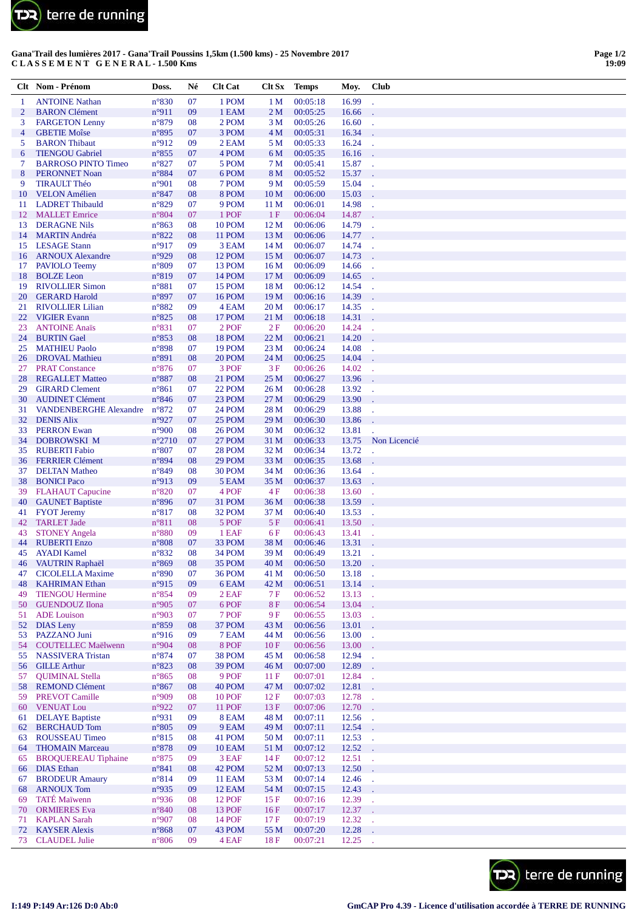**Gana'Trail des lumières 2017 - Gana'Trail Poussins 1,5km (1.500 kms) - 25 Novembre 2017**
**C L A S S E M E N T   G E N E R A L - 1.500 Kms**

| Clt | Nom - Prénom | Doss. | Né | Clt Cat | Clt Sx | Temps | Moy. | Club |
|---|---|---|---|---|---|---|---|---|
| 1 | ANTOINE Nathan | n°830 | 07 | 1 POM | 1 M | 00:05:18 | 16.99 | . |
| 2 | BARON Clément | n°911 | 09 | 1 EAM | 2 M | 00:05:25 | 16.66 | . |
| 3 | FARGETON Lenny | n°879 | 08 | 2 POM | 3 M | 00:05:26 | 16.60 | . |
| 4 | GBETIE Moïse | n°895 | 07 | 3 POM | 4 M | 00:05:31 | 16.34 | . |
| 5 | BARON Thibaut | n°912 | 09 | 2 EAM | 5 M | 00:05:33 | 16.24 | . |
| 6 | TIENGOU Gabriel | n°855 | 07 | 4 POM | 6 M | 00:05:35 | 16.16 | . |
| 7 | BARROSO PINTO Timeo | n°827 | 07 | 5 POM | 7 M | 00:05:41 | 15.87 | . |
| 8 | PERONNET Noan | n°884 | 07 | 6 POM | 8 M | 00:05:52 | 15.37 | . |
| 9 | TIRAULT Théo | n°901 | 08 | 7 POM | 9 M | 00:05:59 | 15.04 | . |
| 10 | VELON Amélien | n°847 | 08 | 8 POM | 10 M | 00:06:00 | 15.03 | . |
| 11 | LADRET Thibauld | n°829 | 07 | 9 POM | 11 M | 00:06:01 | 14.98 | . |
| 12 | MALLET Emrice | n°804 | 07 | 1 POF | 1 F | 00:06:04 | 14.87 | . |
| 13 | DERAGNE Nils | n°863 | 08 | 10 POM | 12 M | 00:06:06 | 14.79 | . |
| 14 | MARTIN Andréa | n°822 | 08 | 11 POM | 13 M | 00:06:06 | 14.77 | . |
| 15 | LESAGE Stann | n°917 | 09 | 3 EAM | 14 M | 00:06:07 | 14.74 | . |
| 16 | ARNOUX Alexandre | n°929 | 08 | 12 POM | 15 M | 00:06:07 | 14.73 | . |
| 17 | PAVIOLO Teemy | n°809 | 07 | 13 POM | 16 M | 00:06:09 | 14.66 | . |
| 18 | BOLZE Leon | n°819 | 07 | 14 POM | 17 M | 00:06:09 | 14.65 | . |
| 19 | RIVOLLIER Simon | n°881 | 07 | 15 POM | 18 M | 00:06:12 | 14.54 | . |
| 20 | GERARD Harold | n°897 | 07 | 16 POM | 19 M | 00:06:16 | 14.39 | . |
| 21 | RIVOLLIER Lilian | n°882 | 09 | 4 EAM | 20 M | 00:06:17 | 14.35 | . |
| 22 | VIGIER Evann | n°825 | 08 | 17 POM | 21 M | 00:06:18 | 14.31 | . |
| 23 | ANTOINE Anaïs | n°831 | 07 | 2 POF | 2 F | 00:06:20 | 14.24 | . |
| 24 | BURTIN Gael | n°853 | 08 | 18 POM | 22 M | 00:06:21 | 14.20 | . |
| 25 | MATHIEU Paolo | n°898 | 07 | 19 POM | 23 M | 00:06:24 | 14.08 | . |
| 26 | DROVAL Mathieu | n°891 | 08 | 20 POM | 24 M | 00:06:25 | 14.04 | . |
| 27 | PRAT Constance | n°876 | 07 | 3 POF | 3 F | 00:06:26 | 14.02 | . |
| 28 | REGALLET Matteo | n°887 | 08 | 21 POM | 25 M | 00:06:27 | 13.96 | . |
| 29 | GIRARD Clement | n°861 | 07 | 22 POM | 26 M | 00:06:28 | 13.92 | . |
| 30 | AUDINET Clément | n°846 | 07 | 23 POM | 27 M | 00:06:29 | 13.90 | . |
| 31 | VANDENBERGHE Alexandre | n°872 | 07 | 24 POM | 28 M | 00:06:29 | 13.88 | . |
| 32 | DENIS Alix | n°927 | 07 | 25 POM | 29 M | 00:06:30 | 13.86 | . |
| 33 | PERRON Ewan | n°900 | 08 | 26 POM | 30 M | 00:06:32 | 13.81 | . |
| 34 | DOBROWSKI M | n°2710 | 07 | 27 POM | 31 M | 00:06:33 | 13.75 | Non Licencié |
| 35 | RUBERTI Fabio | n°807 | 07 | 28 POM | 32 M | 00:06:34 | 13.72 | . |
| 36 | FERRIER Clément | n°894 | 08 | 29 POM | 33 M | 00:06:35 | 13.68 | . |
| 37 | DELTAN Matheo | n°849 | 08 | 30 POM | 34 M | 00:06:36 | 13.64 | . |
| 38 | BONICI Paco | n°913 | 09 | 5 EAM | 35 M | 00:06:37 | 13.63 | . |
| 39 | FLAHAUT Capucine | n°820 | 07 | 4 POF | 4 F | 00:06:38 | 13.60 | . |
| 40 | GAUNET Baptiste | n°896 | 07 | 31 POM | 36 M | 00:06:38 | 13.59 | . |
| 41 | FYOT Jeremy | n°817 | 08 | 32 POM | 37 M | 00:06:40 | 13.53 | . |
| 42 | TARLET Jade | n°811 | 08 | 5 POF | 5 F | 00:06:41 | 13.50 | . |
| 43 | STONEY Angela | n°880 | 09 | 1 EAF | 6 F | 00:06:43 | 13.41 | . |
| 44 | RUBERTI Enzo | n°808 | 07 | 33 POM | 38 M | 00:06:46 | 13.31 | . |
| 45 | AYADI Kamel | n°832 | 08 | 34 POM | 39 M | 00:06:49 | 13.21 | . |
| 46 | VAUTRIN Raphaël | n°869 | 08 | 35 POM | 40 M | 00:06:50 | 13.20 | . |
| 47 | CICOLELLA Maxime | n°890 | 07 | 36 POM | 41 M | 00:06:50 | 13.18 | . |
| 48 | KAHRIMAN Ethan | n°915 | 09 | 6 EAM | 42 M | 00:06:51 | 13.14 | . |
| 49 | TIENGOU Hermine | n°854 | 09 | 2 EAF | 7 F | 00:06:52 | 13.13 | . |
| 50 | GUENDOUZ Ilona | n°905 | 07 | 6 POF | 8 F | 00:06:54 | 13.04 | . |
| 51 | ADE Louison | n°903 | 07 | 7 POF | 9 F | 00:06:55 | 13.03 | . |
| 52 | DIAS Leny | n°859 | 08 | 37 POM | 43 M | 00:06:56 | 13.01 | . |
| 53 | PAZZANO Juni | n°916 | 09 | 7 EAM | 44 M | 00:06:56 | 13.00 | . |
| 54 | COUTELLEC Maëlwenn | n°904 | 08 | 8 POF | 10 F | 00:06:56 | 13.00 | . |
| 55 | NASSIVERA Tristan | n°874 | 07 | 38 POM | 45 M | 00:06:58 | 12.94 | . |
| 56 | GILLE Arthur | n°823 | 08 | 39 POM | 46 M | 00:07:00 | 12.89 | . |
| 57 | QUIMINAL Stella | n°865 | 08 | 9 POF | 11 F | 00:07:01 | 12.84 | . |
| 58 | REMOND Clément | n°867 | 08 | 40 POM | 47 M | 00:07:02 | 12.81 | . |
| 59 | PREVOT Camille | n°909 | 08 | 10 POF | 12 F | 00:07:03 | 12.78 | . |
| 60 | VENUAT Lou | n°922 | 07 | 11 POF | 13 F | 00:07:06 | 12.70 | . |
| 61 | DELAYE Baptiste | n°931 | 09 | 8 EAM | 48 M | 00:07:11 | 12.56 | . |
| 62 | BERCHAUD Tom | n°805 | 09 | 9 EAM | 49 M | 00:07:11 | 12.54 | . |
| 63 | ROUSSEAU Timeo | n°815 | 08 | 41 POM | 50 M | 00:07:11 | 12.53 | . |
| 64 | THOMAIN Marceau | n°878 | 09 | 10 EAM | 51 M | 00:07:12 | 12.52 | . |
| 65 | BROQUEREAU Tiphaine | n°875 | 09 | 3 EAF | 14 F | 00:07:12 | 12.51 | . |
| 66 | DIAS Ethan | n°841 | 08 | 42 POM | 52 M | 00:07:13 | 12.50 | . |
| 67 | BRODEUR Amaury | n°814 | 09 | 11 EAM | 53 M | 00:07:14 | 12.46 | . |
| 68 | ARNOUX Tom | n°935 | 09 | 12 EAM | 54 M | 00:07:15 | 12.43 | . |
| 69 | TATÉ Maïwenn | n°936 | 08 | 12 POF | 15 F | 00:07:16 | 12.39 | . |
| 70 | ORMIERES Eva | n°840 | 08 | 13 POF | 16 F | 00:07:17 | 12.37 | . |
| 71 | KAPLAN Sarah | n°907 | 08 | 14 POF | 17 F | 00:07:19 | 12.32 | . |
| 72 | KAYSER Alexis | n°868 | 07 | 43 POM | 55 M | 00:07:20 | 12.28 | . |
| 73 | CLAUDEL Julie | n°806 | 09 | 4 EAF | 18 F | 00:07:21 | 12.25 | . |

I:149 P:149 Ar:126 D:0 Ab:0

GmCAP Pro 4.39 - Licence d'utilisation accordée à TERRE DE RUNNING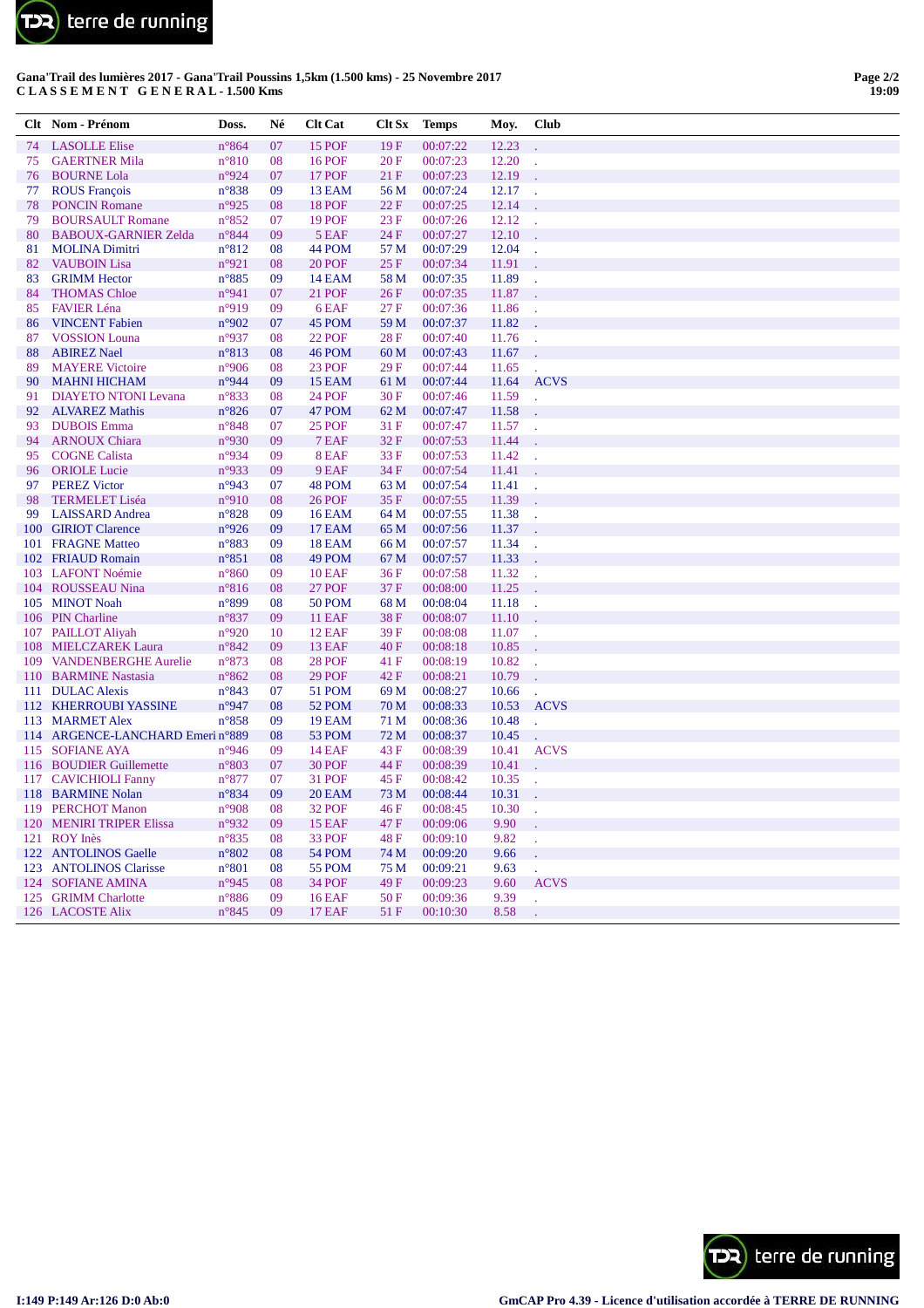**Gana'Trail des lumières 2017 - Gana'Trail Poussins 1,5km (1.500 kms) - 25 Novembre 2017**
**C L A S S E M E N T G E N E R A L - 1.500 Kms**

| Clt | Nom - Prénom | Doss. | Né | Clt Cat | Clt Sx | Temps | Moy. | Club |
|---|---|---|---|---|---|---|---|---|
| 74 | LASOLLE Elise | n°864 | 07 | 15 POF | 19 F | 00:07:22 | 12.23 | . |
| 75 | GAERTNER Mila | n°810 | 08 | 16 POF | 20 F | 00:07:23 | 12.20 | . |
| 76 | BOURNE Lola | n°924 | 07 | 17 POF | 21 F | 00:07:23 | 12.19 | . |
| 77 | ROUS François | n°838 | 09 | 13 EAM | 56 M | 00:07:24 | 12.17 | . |
| 78 | PONCIN Romane | n°925 | 08 | 18 POF | 22 F | 00:07:25 | 12.14 | . |
| 79 | BOURSAULT Romane | n°852 | 07 | 19 POF | 23 F | 00:07:26 | 12.12 | . |
| 80 | BABOUX-GARNIER Zelda | n°844 | 09 | 5 EAF | 24 F | 00:07:27 | 12.10 | . |
| 81 | MOLINA Dimitri | n°812 | 08 | 44 POM | 57 M | 00:07:29 | 12.04 | . |
| 82 | VAUBOIN Lisa | n°921 | 08 | 20 POF | 25 F | 00:07:34 | 11.91 | . |
| 83 | GRIMM Hector | n°885 | 09 | 14 EAM | 58 M | 00:07:35 | 11.89 | . |
| 84 | THOMAS Chloe | n°941 | 07 | 21 POF | 26 F | 00:07:35 | 11.87 | . |
| 85 | FAVIER Léna | n°919 | 09 | 6 EAF | 27 F | 00:07:36 | 11.86 | . |
| 86 | VINCENT Fabien | n°902 | 07 | 45 POM | 59 M | 00:07:37 | 11.82 | . |
| 87 | VOSSION Louna | n°937 | 08 | 22 POF | 28 F | 00:07:40 | 11.76 | . |
| 88 | ABIREZ Nael | n°813 | 08 | 46 POM | 60 M | 00:07:43 | 11.67 | . |
| 89 | MAYERE Victoire | n°906 | 08 | 23 POF | 29 F | 00:07:44 | 11.65 | . |
| 90 | MAHNI HICHAM | n°944 | 09 | 15 EAM | 61 M | 00:07:44 | 11.64 | ACVS |
| 91 | DIAYETO NTONI Levana | n°833 | 08 | 24 POF | 30 F | 00:07:46 | 11.59 | . |
| 92 | ALVAREZ Mathis | n°826 | 07 | 47 POM | 62 M | 00:07:47 | 11.58 | . |
| 93 | DUBOIS Emma | n°848 | 07 | 25 POF | 31 F | 00:07:47 | 11.57 | . |
| 94 | ARNOUX Chiara | n°930 | 09 | 7 EAF | 32 F | 00:07:53 | 11.44 | . |
| 95 | COGNE Calista | n°934 | 09 | 8 EAF | 33 F | 00:07:53 | 11.42 | . |
| 96 | ORIOLE Lucie | n°933 | 09 | 9 EAF | 34 F | 00:07:54 | 11.41 | . |
| 97 | PEREZ Victor | n°943 | 07 | 48 POM | 63 M | 00:07:54 | 11.41 | . |
| 98 | TERMELET Liséa | n°910 | 08 | 26 POF | 35 F | 00:07:55 | 11.39 | . |
| 99 | LAISSARD Andrea | n°828 | 09 | 16 EAM | 64 M | 00:07:55 | 11.38 | . |
| 100 | GIRIOT Clarence | n°926 | 09 | 17 EAM | 65 M | 00:07:56 | 11.37 | . |
| 101 | FRAGNE Matteo | n°883 | 09 | 18 EAM | 66 M | 00:07:57 | 11.34 | . |
| 102 | FRIAUD Romain | n°851 | 08 | 49 POM | 67 M | 00:07:57 | 11.33 | . |
| 103 | LAFONT Noémie | n°860 | 09 | 10 EAF | 36 F | 00:07:58 | 11.32 | . |
| 104 | ROUSSEAU Nina | n°816 | 08 | 27 POF | 37 F | 00:08:00 | 11.25 | . |
| 105 | MINOT Noah | n°899 | 08 | 50 POM | 68 M | 00:08:04 | 11.18 | . |
| 106 | PIN Charline | n°837 | 09 | 11 EAF | 38 F | 00:08:07 | 11.10 | . |
| 107 | PAILLOT Aliyah | n°920 | 10 | 12 EAF | 39 F | 00:08:08 | 11.07 | . |
| 108 | MIELCZAREK Laura | n°842 | 09 | 13 EAF | 40 F | 00:08:18 | 10.85 | . |
| 109 | VANDENBERGHE Aurelie | n°873 | 08 | 28 POF | 41 F | 00:08:19 | 10.82 | . |
| 110 | BARMINE Nastasia | n°862 | 08 | 29 POF | 42 F | 00:08:21 | 10.79 | . |
| 111 | DULAC Alexis | n°843 | 07 | 51 POM | 69 M | 00:08:27 | 10.66 | . |
| 112 | KHERROUBI YASSINE | n°947 | 08 | 52 POM | 70 M | 00:08:33 | 10.53 | ACVS |
| 113 | MARMET Alex | n°858 | 09 | 19 EAM | 71 M | 00:08:36 | 10.48 | . |
| 114 | ARGENCE-LANCHARD Emeri | n°889 | 08 | 53 POM | 72 M | 00:08:37 | 10.45 | . |
| 115 | SOFIANE AYA | n°946 | 09 | 14 EAF | 43 F | 00:08:39 | 10.41 | ACVS |
| 116 | BOUDIER Guillemette | n°803 | 07 | 30 POF | 44 F | 00:08:39 | 10.41 | . |
| 117 | CAVICHIOLI Fanny | n°877 | 07 | 31 POF | 45 F | 00:08:42 | 10.35 | . |
| 118 | BARMINE Nolan | n°834 | 09 | 20 EAM | 73 M | 00:08:44 | 10.31 | . |
| 119 | PERCHOT Manon | n°908 | 08 | 32 POF | 46 F | 00:08:45 | 10.30 | . |
| 120 | MENIRI TRIPER Elissa | n°932 | 09 | 15 EAF | 47 F | 00:09:06 | 9.90 | . |
| 121 | ROY Inès | n°835 | 08 | 33 POF | 48 F | 00:09:10 | 9.82 | . |
| 122 | ANTOLINOS Gaelle | n°802 | 08 | 54 POM | 74 M | 00:09:20 | 9.66 | . |
| 123 | ANTOLINOS Clarisse | n°801 | 08 | 55 POM | 75 M | 00:09:21 | 9.63 | . |
| 124 | SOFIANE AMINA | n°945 | 08 | 34 POF | 49 F | 00:09:23 | 9.60 | ACVS |
| 125 | GRIMM Charlotte | n°886 | 09 | 16 EAF | 50 F | 00:09:36 | 9.39 | . |
| 126 | LACOSTE Alix | n°845 | 09 | 17 EAF | 51 F | 00:10:30 | 8.58 | . |

I:149 P:149 Ar:126 D:0 Ab:0

GmCAP Pro 4.39 - Licence d'utilisation accordée à TERRE DE RUNNING